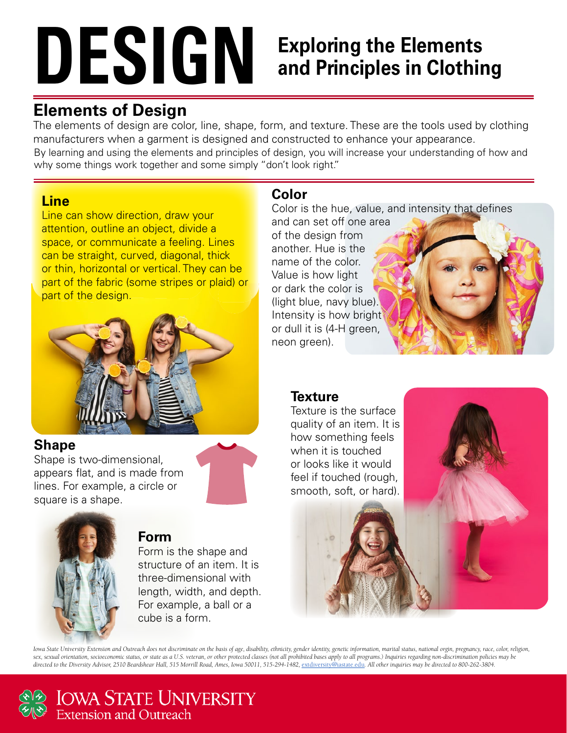# DESIGN

## Exploring the Elements and Principles in Clothing

## Elements of Design

The elements of design are color, line, shape, form, and texture. These are the tools used by clothing manufacturers when a garment is designed and constructed to enhance your appearance.

By learning and using the elements and principles of design, you will increase your understanding of how and why some things work together and some simply "don't look right."

### Line

Line can show direction, draw your attention, outline an object, divide a space, or communicate a feeling. Lines can be straight, curved, diagonal, thick or thin, horizontal or vertical. They can be part of the fabric (some stripes or plaid) or part of the design.

### Shape

Shape is two-dimensional, appears flat, and is made from lines. For example, a circle or square is a shape.

### Form

Form is the shape and structure of an item. It is three-dimensional with length, width, and depth. For example, a ball or a cube is a form.

### Color

Color is the hue, value, and intensity that defines and can set off one area of the design from another. Hue is the name of the color. Value is how light or dark the color is (light blue, navy blue). Intensity is how bright or dull it is (4-H green, neon green).

### Texture

Texture is the surface quality of an item. It is how something feels when it is touched or looks like it would feel if touched (rough, smooth, soft, or hard).

*Iowa State University Extension and Outreach does not discriminate on the basis of age, disability, ethnicity, gender identity, genetic information, marital status, national orgin, pregnancy, race, color, religion, sex, sexual orientation, socioeconomic status, or state as a U.S. veteran, or other protected classes (not all prohibited bases apply to all programs.) Inquiries regarding non-discrimination policies may be directed to the Diversity Advisor, 2510 Beardshear Hall, 515 Morrill Road, Ames, Iowa 50011, 515-294-1482, extdiversity@iastate.edu. All other inquiries may be directed to 800-262-3804.*

IOWA STATE UNIVERSITY Extension and Outreach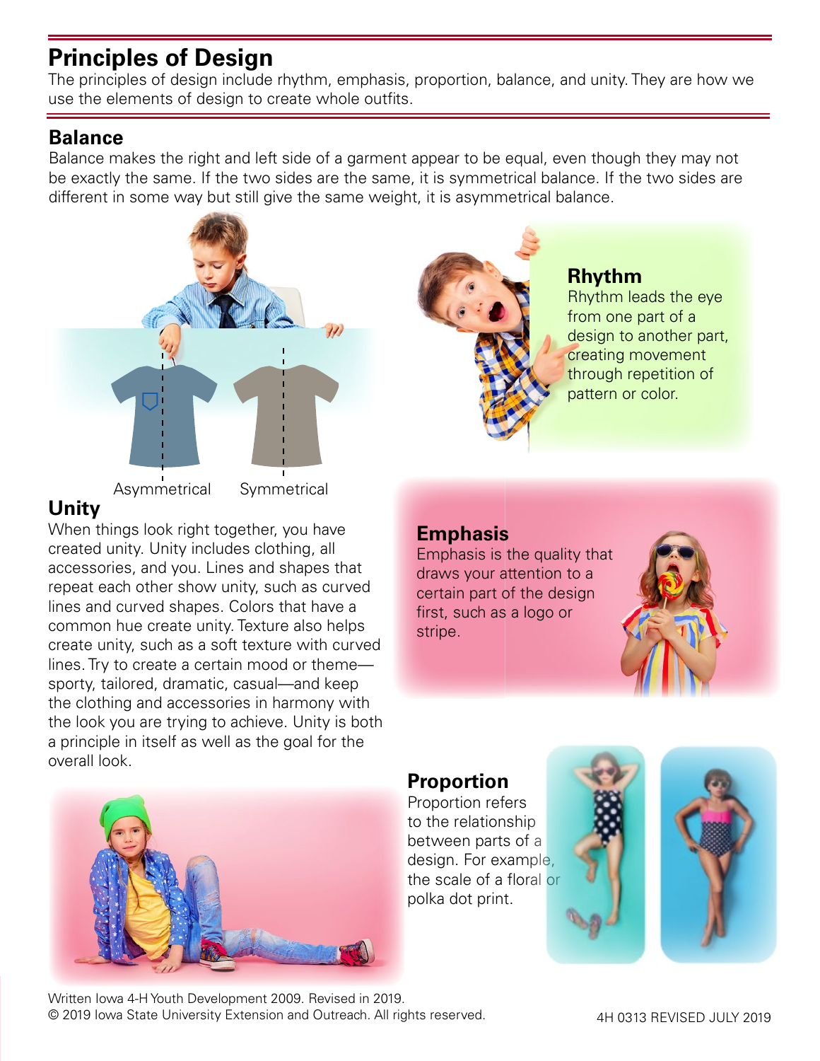## Principles of Design

The principles of design include rhythm, emphasis, proportion, balance, and unity. They are how we use the elements of design to create whole outfits.

### Balance

Balance makes the right and left side of a garment appear to be equal, even though they may not be exactly the same. If the two sides are the same, it is symmetrical balance. If the two sides are different in some way but still give the same weight, it is asymmetrical balance.

Asymmetrical Symmetrical

### Rhythm

Rhythm leads the eye from one part of a design to another part, creating movement through repetition of pattern or color.

### Unity

When things look right together, you have created unity. Unity includes clothing, all accessories, and you. Lines and shapes that repeat each other show unity, such as curved lines and curved shapes. Colors that have a common hue create unity. Texture also helps create unity, such as a soft texture with curved lines. Try to create a certain mood or theme—sporty, tailored, dramatic, casual—and keep the clothing and accessories in harmony with the look you are trying to achieve. Unity is both a principle in itself as well as the goal for the overall look.

### Emphasis

Emphasis is the quality that draws your attention to a certain part of the design first, such as a logo or stripe.

### Proportion

Proportion refers to the relationship between parts of a design. For example, the scale of a floral or polka dot print.

Written Iowa 4-H Youth Development 2009. Revised in 2019.
© 2019 Iowa State University Extension and Outreach. All rights reserved.

4H 0313 REVISED JULY 2019